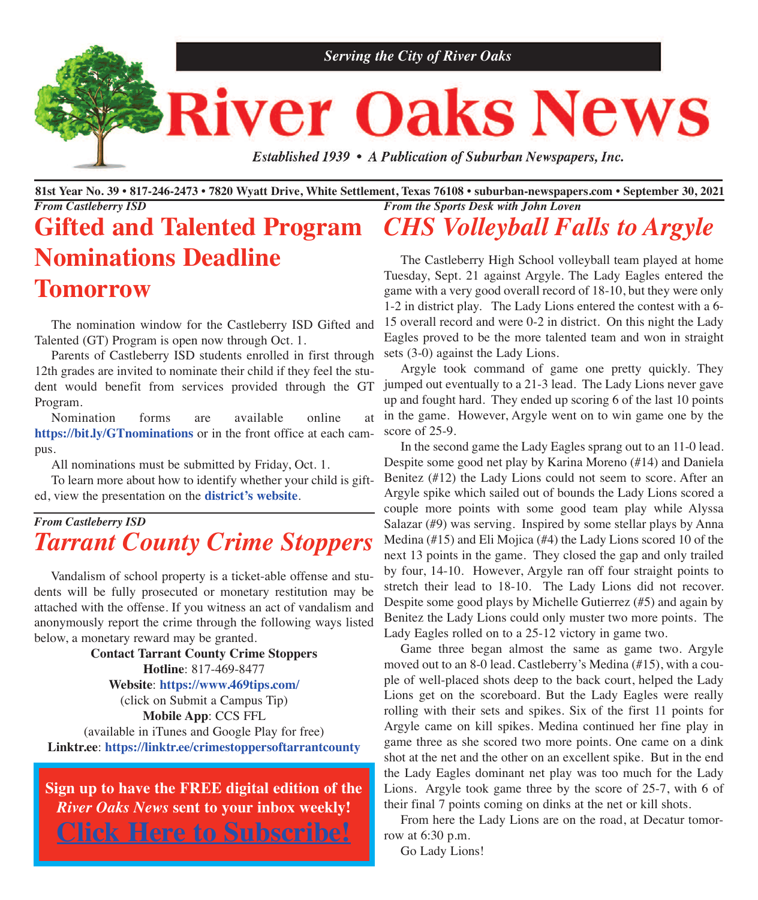*Serving the City of River Oaks*

# River Oaks News

*Established 1939 • A Publication of Suburban Newspapers, Inc.*

**81st Year No. 39 • 817-246-2473 • 7820 Wyatt Drive, White Settlement, Texas 76108 • suburban-newspapers.com • September 30, 2021**

*From Castleberry ISD*

## Gifted and Talented Program Nominations Deadline Tomorrow

The nomination window for the Castleberry ISD Gifted and Talented (GT) Program is open now through Oct. 1.

Parents of Castleberry ISD students enrolled in first through 12th grades are invited to nominate their child if they feel the student would benefit from services provided through the GT Program.

Nomination forms are available online at **https://bit.ly/GTnominations** or in the front office at each campus.

All nominations must be submitted by Friday, Oct. 1.

To learn more about how to identify whether your child is gifted, view the presentation on the **district's website**.

*From Castleberry ISD*

## *Tarrant County Crime Stoppers*

Vandalism of school property is a ticket-able offense and students will be fully prosecuted or monetary restitution may be attached with the offense. If you witness an act of vandalism and anonymously report the crime through the following ways listed below, a monetary reward may be granted.

**Contact Tarrant County Crime Stoppers**
**Hotline**: 817-469-8477
**Website**: **https://www.469tips.com/**
(click on Submit a Campus Tip)
**Mobile App**: CCS FFL
(available in iTunes and Google Play for free)
**Linktr.ee**: **https://linktr.ee/crimestoppersoftarrantcounty**

**Sign up to have the FREE digital edition of the *River Oaks News* sent to your inbox weekly!**

**Click Here to Subscribe!**

*From the Sports Desk with John Loven*

## *CHS Volleyball Falls to Argyle*

The Castleberry High School volleyball team played at home Tuesday, Sept. 21 against Argyle. The Lady Eagles entered the game with a very good overall record of 18-10, but they were only 1-2 in district play. The Lady Lions entered the contest with a 6-15 overall record and were 0-2 in district. On this night the Lady Eagles proved to be the more talented team and won in straight sets (3-0) against the Lady Lions.

Argyle took command of game one pretty quickly. They jumped out eventually to a 21-3 lead. The Lady Lions never gave up and fought hard. They ended up scoring 6 of the last 10 points in the game. However, Argyle went on to win game one by the score of 25-9.

In the second game the Lady Eagles sprang out to an 11-0 lead. Despite some good net play by Karina Moreno (#14) and Daniela Benitez (#12) the Lady Lions could not seem to score. After an Argyle spike which sailed out of bounds the Lady Lions scored a couple more points with some good team play while Alyssa Salazar (#9) was serving. Inspired by some stellar plays by Anna Medina (#15) and Eli Mojica (#4) the Lady Lions scored 10 of the next 13 points in the game. They closed the gap and only trailed by four, 14-10. However, Argyle ran off four straight points to stretch their lead to 18-10. The Lady Lions did not recover. Despite some good plays by Michelle Gutierrez (#5) and again by Benitez the Lady Lions could only muster two more points. The Lady Eagles rolled on to a 25-12 victory in game two.

Game three began almost the same as game two. Argyle moved out to an 8-0 lead. Castleberry's Medina (#15), with a couple of well-placed shots deep to the back court, helped the Lady Lions get on the scoreboard. But the Lady Eagles were really rolling with their sets and spikes. Six of the first 11 points for Argyle came on kill spikes. Medina continued her fine play in game three as she scored two more points. One came on a dink shot at the net and the other on an excellent spike. But in the end the Lady Eagles dominant net play was too much for the Lady Lions. Argyle took game three by the score of 25-7, with 6 of their final 7 points coming on dinks at the net or kill shots.

From here the Lady Lions are on the road, at Decatur tomorrow at 6:30 p.m.

Go Lady Lions!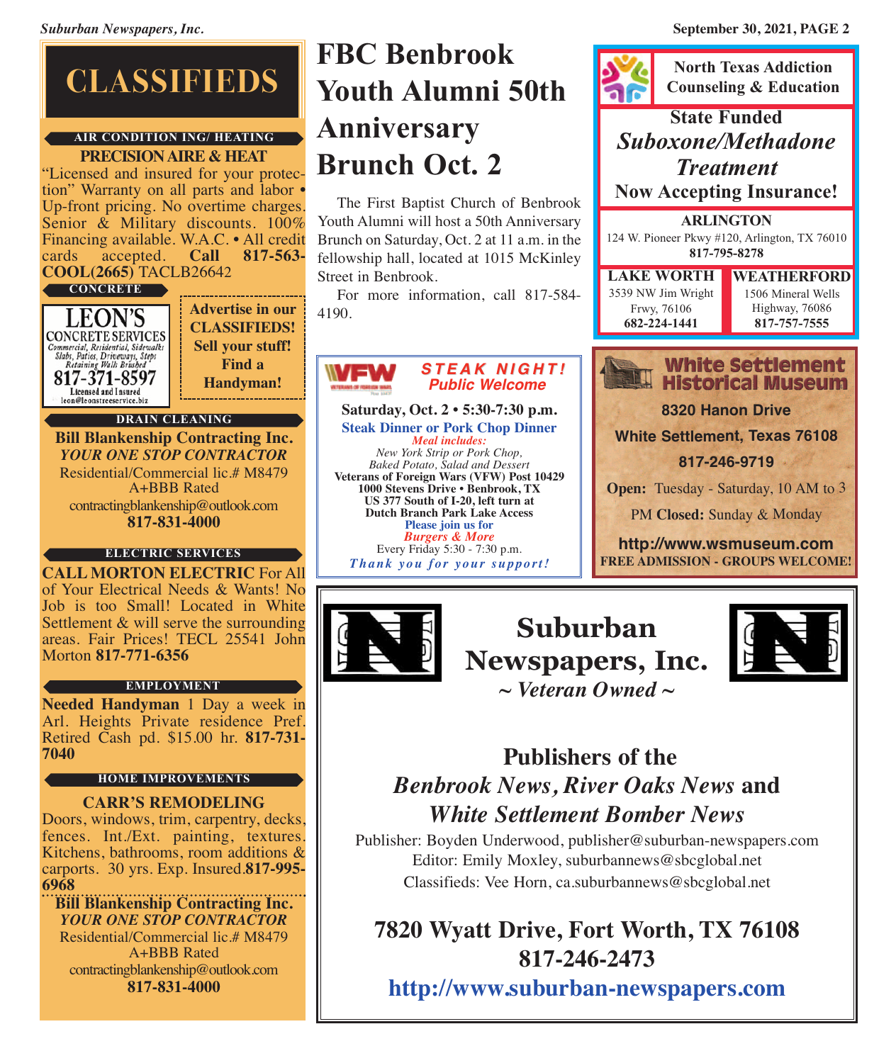# CLASSIFIEDS

**AIR CONDITION ING/ HEATING**

**PRECISION AIRE & HEAT**

"Licensed and insured for your protection" Warranty on all parts and labor • Up-front pricing. No overtime charges. Senior & Military discounts. 100% Financing available. W.A.C. • All credit cards accepted. **Call 817-563-COOL(2665)** TACLB26642

**CONCRETE**

LEON'S CONCRETE SERVICES
Commercial, Residential, Sidewalks Slabs, Patios, Driveways, Steps Retaining Walls Brushed
817-371-8597
Licensed and Insured
leon@leonstreeservice.biz

**Advertise in our CLASSIFIEDS! Sell your stuff! Find a Handyman!**

**DRAIN CLEANING**

**Bill Blankenship Contracting Inc.**
***YOUR ONE STOP CONTRACTOR***
Residential/Commercial lic.# M8479
A+BBB Rated
contractingblankenship@outlook.com
**817-831-4000**

**ELECTRIC SERVICES**

**CALL MORTON ELECTRIC** For All of Your Electrical Needs & Wants! No Job is too Small! Located in White Settlement & will serve the surrounding areas. Fair Prices! TECL 25541 John Morton **817-771-6356**

**EMPLOYMENT**

**Needed Handyman** 1 Day a week in Arl. Heights Private residence Pref. Retired Cash pd. $15.00 hr. **817-731-7040**

**HOME IMPROVEMENTS**

**CARR'S REMODELING**
Doors, windows, trim, carpentry, decks, fences. Int./Ext. painting, textures. Kitchens, bathrooms, room additions & carports. 30 yrs. Exp. Insured.**817-995-6968**

**Bill Blankenship Contracting Inc.**
***YOUR ONE STOP CONTRACTOR***
Residential/Commercial lic.# M8479
A+BBB Rated
contractingblankenship@outlook.com
**817-831-4000**

# FBC Benbrook Youth Alumni 50th Anniversary Brunch Oct. 2

The First Baptist Church of Benbrook Youth Alumni will host a 50th Anniversary Brunch on Saturday, Oct. 2 at 11 a.m. in the fellowship hall, located at 1015 McKinley Street in Benbrook.

For more information, call 817-584-4190.

**VFW**

***STEAK NIGHT!***
***Public Welcome***

**Saturday, Oct. 2 • 5:30-7:30 p.m.**
**Steak Dinner or Pork Chop Dinner**
***Meal includes:***
*New York Strip or Pork Chop, Baked Potato, Salad and Dessert*
**Veterans of Foreign Wars (VFW) Post 10429**
**1000 Stevens Drive • Benbrook, TX**
**US 377 South of I-20, left turn at Dutch Branch Park Lake Access**
**Please join us for**
***Burgers & More***
Every Friday 5:30 - 7:30 p.m.
***Thank you for your support!***

**North Texas Addiction Counseling & Education**

**State Funded**
***Suboxone/Methadone Treatment***
**Now Accepting Insurance!**

**ARLINGTON**
124 W. Pioneer Pkwy #120, Arlington, TX 76010
**817-795-8278**

**LAKE WORTH**
3539 NW Jim Wright Frwy, 76106
**682-224-1441**

**WEATHERFORD**
1506 Mineral Wells Highway, 76086
**817-757-7555**

**White Settlement Historical Museum**

**8320 Hanon Drive**
**White Settlement, Texas 76108**
**817-246-9719**
**Open:** Tuesday - Saturday, 10 AM to 3 PM **Closed:** Sunday & Monday
**http://www.wsmuseum.com**
**FREE ADMISSION - GROUPS WELCOME!**

# Suburban Newspapers, Inc.

***~ Veteran Owned ~***

## Publishers of the *Benbrook News, River Oaks News* and *White Settlement Bomber News*

Publisher: Boyden Underwood, publisher@suburban-newspapers.com
Editor: Emily Moxley, suburbannews@sbcglobal.net
Classifieds: Vee Horn, ca.suburbannews@sbcglobal.net

**7820 Wyatt Drive, Fort Worth, TX 76108**
**817-246-2473**
**http://www.suburban-newspapers.com**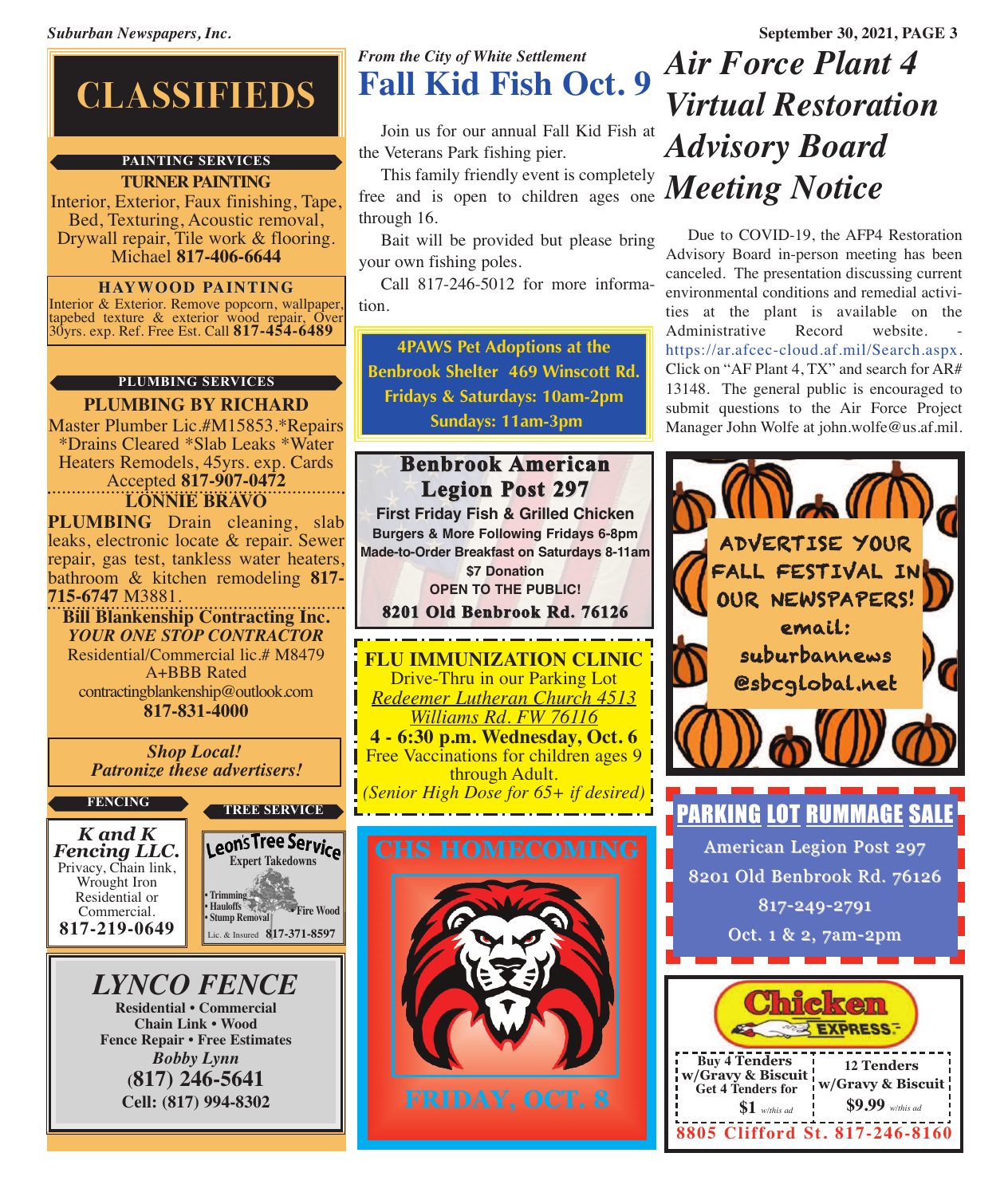# CLASSIFIEDS

**PAINTING SERVICES**

**TURNER PAINTING**
Interior, Exterior, Faux finishing, Tape, Bed, Texturing, Acoustic removal, Drywall repair, Tile work & flooring. Michael **817-406-6644**

**HAYWOOD PAINTING**
Interior & Exterior. Remove popcorn, wallpaper, tapebed texture & exterior wood repair, Over 30yrs. exp. Ref. Free Est. Call **817-454-6489**

**PLUMBING SERVICES**

**PLUMBING BY RICHARD**
Master Plumber Lic.#M15853.*Repairs *Drains Cleared *Slab Leaks *Water Heaters Remodels, 45yrs. exp. Cards Accepted **817-907-0472**

**LONNIE BRAVO**
**PLUMBING** Drain cleaning, slab leaks, electronic locate & repair. Sewer repair, gas test, tankless water heaters, bathroom & kitchen remodeling **817-715-6747** M3881.

**Bill Blankenship Contracting Inc.**
***YOUR ONE STOP CONTRACTOR***
Residential/Commercial lic.# M8479
A+BBB Rated
contractingblankenship@outlook.com
**817-831-4000**

***Shop Local!***
***Patronize these advertisers!***

**FENCING**

***K and K Fencing LLC.***
Privacy, Chain link, Wrought Iron
Residential or Commercial.
**817-219-0649**

**TREE SERVICE**

**Leon's Tree Service**
Expert Takedowns
• Trimming
• Hauloffs
• Stump Removal
• Fire Wood
Lic. & Insured **817-371-8597**

***LYNCO FENCE***
**Residential • Commercial**
**Chain Link • Wood**
**Fence Repair • Free Estimates**
***Bobby Lynn***
**(817) 246-5641**
**Cell: (817) 994-8302**

*From the City of White Settlement*

# Fall Kid Fish Oct. 9

Join us for our annual Fall Kid Fish at the Veterans Park fishing pier.

This family friendly event is completely free and is open to children ages one through 16.

Bait will be provided but please bring your own fishing poles.

Call 817-246-5012 for more information.

**4PAWS Pet Adoptions at the Benbrook Shelter 469 Winscott Rd.**
**Fridays & Saturdays: 10am-2pm**
**Sundays: 11am-3pm**

**Benbrook American Legion Post 297**
**First Friday Fish & Grilled Chicken**
**Burgers & More Following Fridays 6-8pm**
**Made-to-Order Breakfast on Saturdays 8-11am**
**$7 Donation**
**OPEN TO THE PUBLIC!**
**8201 Old Benbrook Rd. 76126**

**FLU IMMUNIZATION CLINIC**
Drive-Thru in our Parking Lot
*Redeemer Lutheran Church 4513 Williams Rd. FW 76116*
**4 - 6:30 p.m. Wednesday, Oct. 6**
Free Vaccinations for children ages 9 through Adult.
*(Senior High Dose for 65+ if desired)*

**CHS HOMECOMING**
**FRIDAY, OCT. 8**

# Air Force Plant 4 Virtual Restoration Advisory Board Meeting Notice

Due to COVID-19, the AFP4 Restoration Advisory Board in-person meeting has been canceled. The presentation discussing current environmental conditions and remedial activities at the plant is available on the Administrative Record website. - https://ar.afcec-cloud.af.mil/Search.aspx. Click on "AF Plant 4, TX" and search for AR# 13148. The general public is encouraged to submit questions to the Air Force Project Manager John Wolfe at john.wolfe@us.af.mil.

ADVERTISE YOUR FALL FESTIVAL IN OUR NEWSPAPERS!
email:
suburbannews@sbcglobal.net

**PARKING LOT RUMMAGE SALE**
American Legion Post 297
8201 Old Benbrook Rd. 76126
817-249-2791
Oct. 1 & 2, 7am-2pm

**Chicken Express**

| Buy 4 Tenders w/Gravy & Biscuit Get 4 Tenders for **$1** *w/this ad* | 12 Tenders w/Gravy & Biscuit **$9.99** *w/this ad* |
|---|---|

**8805 Clifford St. 817-246-8160**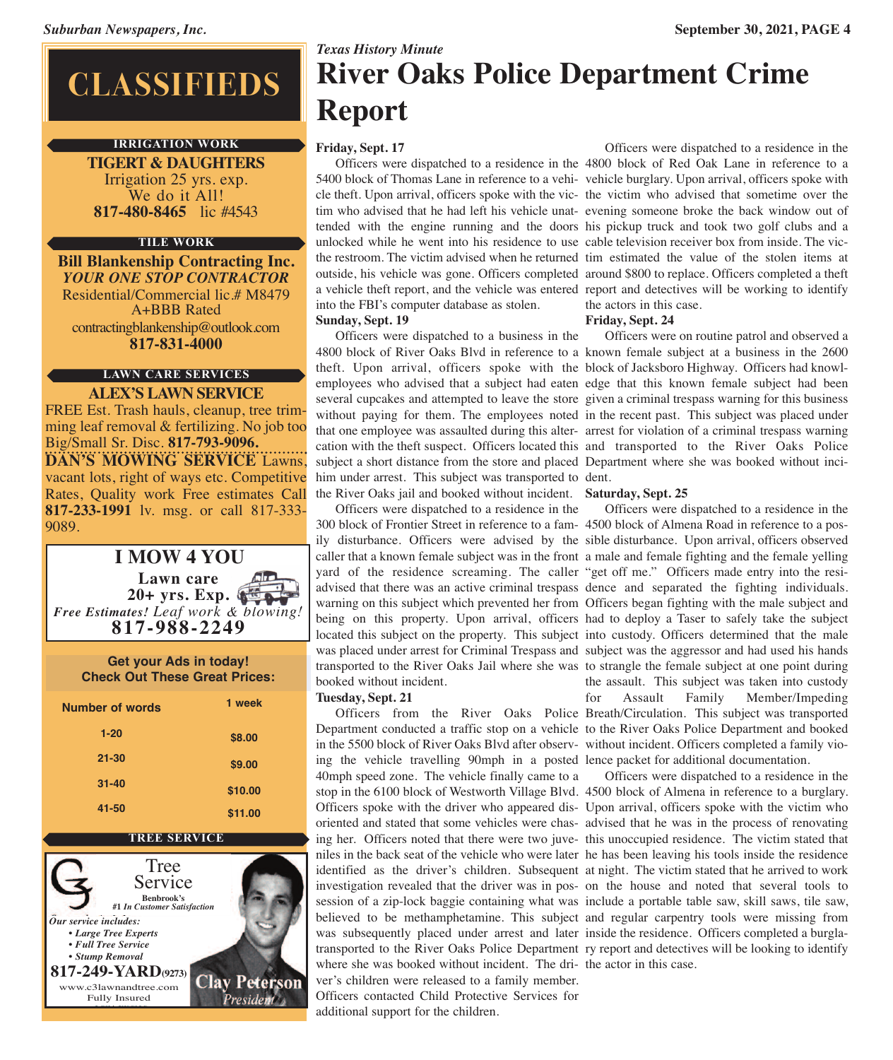# CLASSIFIEDS

**IRRIGATION WORK**

**TIGERT & DAUGHTERS**
Irrigation 25 yrs. exp.
We do it All!
**817-480-8465** lic #4543

**TILE WORK**

**Bill Blankenship Contracting Inc.**
***YOUR ONE STOP CONTRACTOR***
Residential/Commercial lic.# M8479
A+BBB Rated
contractingblankenship@outlook.com
**817-831-4000**

**LAWN CARE SERVICES**

**ALEX'S LAWN SERVICE**
FREE Est. Trash hauls, cleanup, tree trimming leaf removal & fertilizing. No job too Big/Small Sr. Disc. **817-793-9096.**

**DAN'S MOWING SERVICE** Lawns, vacant lots, right of ways etc. Competitive Rates, Quality work Free estimates Call **817-233-1991** lv. msg. or call 817-333-9089.

**I MOW 4 YOU**
**Lawn care**
**20+ yrs. Exp.**
***Free Estimates!*** *Leaf work & blowing!*
**817-988-2249**

**Get your Ads in today!**
**Check Out These Great Prices:**

| Number of words | 1 week |
| --- | --- |
| 1-20 | $8.00 |
| 21-30 | $9.00 |
| 31-40 | $10.00 |
| 41-50 | $11.00 |

**TREE SERVICE**

Tree Service
**Benbrook's**
***#1 In Customer Satisfaction***
*Our service includes:*
- ***Large Tree Experts***
- ***Full Tree Service***
- ***Stump Removal***

**817-249-YARD(9273)**
www.c3lawnandtree.com
Fully Insured
**Clay Peterson**
*President*

*Texas History Minute*

# River Oaks Police Department Crime Report

**Friday, Sept. 17**

Officers were dispatched to a residence in the 5400 block of Thomas Lane in reference to a vehicle theft. Upon arrival, officers spoke with the victim who advised that he had left his vehicle unattended with the engine running and the doors unlocked while he went into his residence to use the restroom. The victim advised when he returned outside, his vehicle was gone. Officers completed a vehicle theft report, and the vehicle was entered into the FBI's computer database as stolen.

**Sunday, Sept. 19**

Officers were dispatched to a business in the 4800 block of River Oaks Blvd in reference to a theft. Upon arrival, officers spoke with the employees who advised that a subject had eaten several cupcakes and attempted to leave the store without paying for them. The employees noted that one employee was assaulted during this altercation with the theft suspect. Officers located this subject a short distance from the store and placed him under arrest. This subject was transported to the River Oaks jail and booked without incident.

Officers were dispatched to a residence in the 300 block of Frontier Street in reference to a family disturbance. Officers were advised by the caller that a known female subject was in the front yard of the residence screaming. The caller advised that there was an active criminal trespass warning on this subject which prevented her from being on this property. Upon arrival, officers located this subject on the property. This subject was placed under arrest for Criminal Trespass and transported to the River Oaks Jail where she was booked without incident.

**Tuesday, Sept. 21**

Officers from the River Oaks Police Department conducted a traffic stop on a vehicle in the 5500 block of River Oaks Blvd after observing the vehicle travelling 90mph in a posted 40mph speed zone. The vehicle finally came to a stop in the 6100 block of Westworth Village Blvd. Officers spoke with the driver who appeared disoriented and stated that some vehicles were chasing her. Officers noted that there were two juveniles in the back seat of the vehicle who were later identified as the driver's children. Subsequent investigation revealed that the driver was in possession of a zip-lock baggie containing what was believed to be methamphetamine. This subject was subsequently placed under arrest and later transported to the River Oaks Police Department where she was booked without incident. The driver's children were released to a family member. Officers contacted Child Protective Services for additional support for the children.

Officers were dispatched to a residence in the 4800 block of Red Oak Lane in reference to a vehicle burglary. Upon arrival, officers spoke with the victim who advised that sometime over the evening someone broke the back window out of his pickup truck and took two golf clubs and a cable television receiver box from inside. The victim estimated the value of the stolen items at around $800 to replace. Officers completed a theft report and detectives will be working to identify the actors in this case.

**Friday, Sept. 24**

Officers were on routine patrol and observed a known female subject at a business in the 2600 block of Jacksboro Highway. Officers had knowledge that this known female subject had been given a criminal trespass warning for this business in the recent past. This subject was placed under arrest for violation of a criminal trespass warning and transported to the River Oaks Police Department where she was booked without incident.

**Saturday, Sept. 25**

Officers were dispatched to a residence in the 4500 block of Almena Road in reference to a possible disturbance. Upon arrival, officers observed a male and female fighting and the female yelling "get off me." Officers made entry into the residence and separated the fighting individuals. Officers began fighting with the male subject and had to deploy a Taser to safely take the subject into custody. Officers determined that the male subject was the aggressor and had used his hands to strangle the female subject at one point during the assault. This subject was taken into custody for Assault Family Member/Impeding Breath/Circulation. This subject was transported to the River Oaks Police Department and booked without incident. Officers completed a family violence packet for additional documentation.

Officers were dispatched to a residence in the 4500 block of Almena in reference to a burglary. Upon arrival, officers spoke with the victim who advised that he was in the process of renovating this unoccupied residence. The victim stated that he has been leaving his tools inside the residence at night. The victim stated that he arrived to work on the house and noted that several tools to include a portable table saw, skill saws, tile saw, and regular carpentry tools were missing from inside the residence. Officers completed a burglary report and detectives will be looking to identify the actor in this case.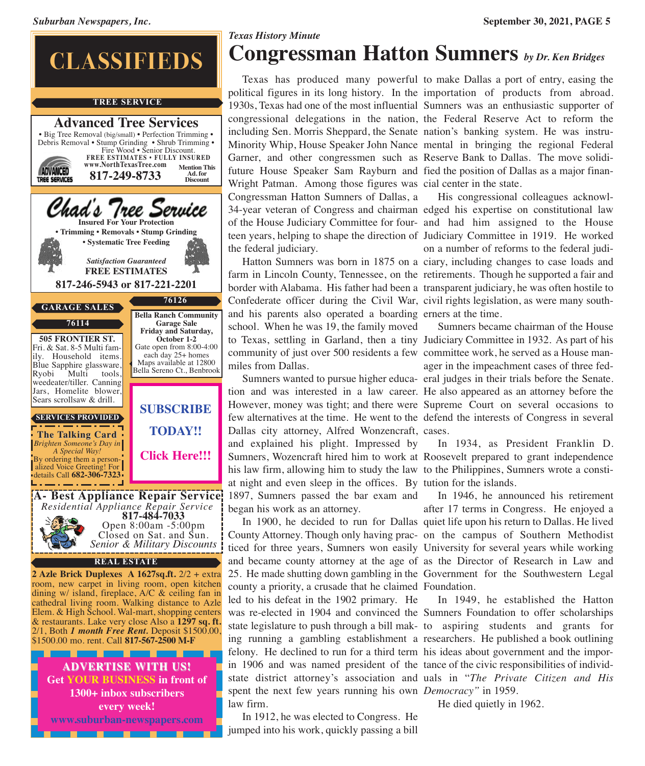# CLASSIFIEDS

## TREE SERVICE

### Advanced Tree Services

• Big Tree Removal (big/small) • Perfection Trimming • Debris Removal • Stump Grinding • Shrub Trimming • Fire Wood • Senior Discount.

**FREE ESTIMATES • FULLY INSURED**

**www.NorthTexasTree.com**

**817-249-8733**

**Mention This Ad. for Discount**

### Chad's Tree Service

**Insured For Your Protection**

**• Trimming • Removals • Stump Grinding**

**• Systematic Tree Feeding**

***Satisfaction Guaranteed***

**FREE ESTIMATES**

**817-246-5943 or 817-221-2201**

## GARAGE SALES

### 76114

**505 FRONTIER ST.**
Fri. & Sat. 8-5 Multi family. Household items. Blue Sapphire glassware, Ryobi Multi tools, weedeater/tiller. Canning Jars, Homelite blower, Sears scrollsaw & drill.

### 76126

**Bella Ranch Community Garage Sale**
**Friday and Saturday, October 1-2**
Gate open from 8:00-4:00 each day 25+ homes
Maps available at 12800 Bella Sereno Ct., Benbrook

**SUBSCRIBE TODAY!!**

**Click Here!!!**

## SERVICES PROVIDED

**The Talking Card**
*Brighten Someone's Day in A Special Way!*
By ordering them a personalized Voice Greeting! For details Call **682-306-7323**

**A- Best Appliance Repair Service**
*Residential Appliance Repair Service*
**817-484-7033**
Open 8:00am -5:00pm
Closed on Sat. and Sun.
*Senior & Military Discounts*

## REAL ESTATE

**2 Azle Brick Duplexes A 1627sq.ft.** 2/2 + extra room, new carpet in living room, open kitchen dining w/ island, fireplace, A/C & ceiling fan in cathedral living room. Walking distance to Azle Elem. & High School. Wal-mart, shopping centers & restaurants. Lake very close Also a **1297 sq. ft.** 2/1, Both ***1 month Free Rent.*** Deposit $1500.00, $1500.00 mo. rent. Call **817-567-2500 M-F**

**ADVERTISE WITH US!**
**Get YOUR BUSINESS in front of 1300+ inbox subscribers every week!**
**www.suburban-newspapers.com**

---

*Texas History Minute*

# Congressman Hatton Sumners *by Dr. Ken Bridges*

Texas has produced many powerful political figures in its long history. In the 1930s, Texas had one of the most influential congressional delegations in the nation, including Sen. Morris Sheppard, the Senate Minority Whip, House Speaker John Nance Garner, and other congressmen such as future House Speaker Sam Rayburn and Wright Patman. Among those figures was Congressman Hatton Sumners of Dallas, a 34-year veteran of Congress and chairman of the House Judiciary Committee for fourteen years, helping to shape the direction of the federal judiciary.

Hatton Sumners was born in 1875 on a farm in Lincoln County, Tennessee, on the border with Alabama. His father had been a Confederate officer during the Civil War, and his parents also operated a boarding school. When he was 19, the family moved to Texas, settling in Garland, then a tiny community of just over 500 residents a few miles from Dallas.

Sumners wanted to pursue higher education and was interested in a law career. However, money was tight; and there were few alternatives at the time. He went to the Dallas city attorney, Alfred Wonzencraft, and explained his plight. Impressed by Sumners, Wozencraft hired him to work at his law firm, allowing him to study the law at night and even sleep in the offices. By 1897, Sumners passed the bar exam and began his work as an attorney.

In 1900, he decided to run for Dallas County Attorney. Though only having practiced for three years, Sumners won easily and became county attorney at the age of 25. He made shutting down gambling in the county a priority, a crusade that he claimed led to his defeat in the 1902 primary. He was re-elected in 1904 and convinced the state legislature to push through a bill making running a gambling establishment a felony. He declined to run for a third term in 1906 and was named president of the state district attorney's association and spent the next few years running his own law firm.

In 1912, he was elected to Congress. He jumped into his work, quickly passing a bill to make Dallas a port of entry, easing the importation of products from abroad. Sumners was an enthusiastic supporter of the Federal Reserve Act to reform the nation's banking system. He was instrumental in bringing the regional Federal Reserve Bank to Dallas. The move solidified the position of Dallas as a major financial center in the state.

His congressional colleagues acknowledged his expertise on constitutional law and had him assigned to the House Judiciary Committee in 1919. He worked on a number of reforms to the federal judiciary, including changes to case loads and retirements. Though he supported a fair and transparent judiciary, he was often hostile to civil rights legislation, as were many southerners at the time.

Sumners became chairman of the House Judiciary Committee in 1932. As part of his committee work, he served as a House manager in the impeachment cases of three federal judges in their trials before the Senate. He also appeared as an attorney before the Supreme Court on several occasions to defend the interests of Congress in several cases.

In 1934, as President Franklin D. Roosevelt prepared to grant independence to the Philippines, Sumners wrote a constitution for the islands.

In 1946, he announced his retirement after 17 terms in Congress. He enjoyed a quiet life upon his return to Dallas. He lived on the campus of Southern Methodist University for several years while working as the Director of Research in Law and Government for the Southwestern Legal Foundation.

In 1949, he established the Hatton Sumners Foundation to offer scholarships to aspiring students and grants for researchers. He published a book outlining his ideas about government and the importance of the civic responsibilities of individuals in "*The Private Citizen and His Democracy*" in 1959.

He died quietly in 1962.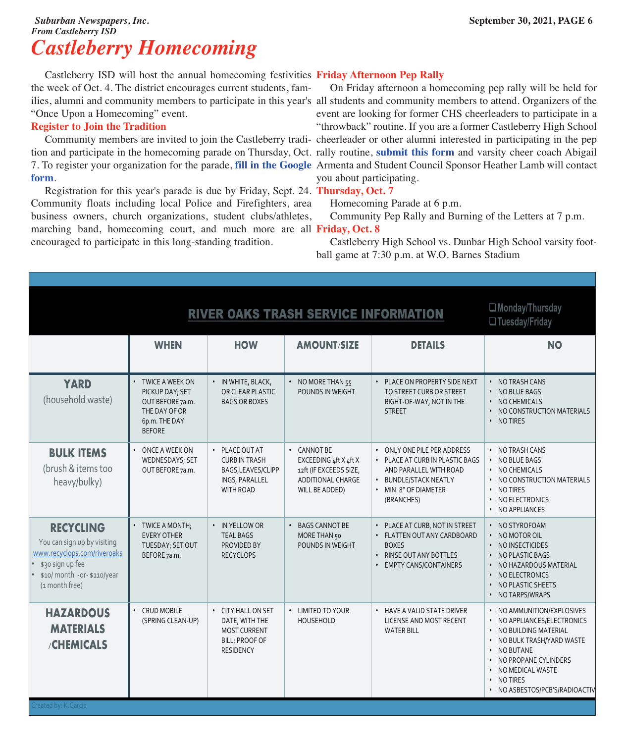*Suburban Newspapers, Inc.*
*From Castleberry ISD*

# Castleberry Homecoming

Castleberry ISD will host the annual homecoming festivities the week of Oct. 4. The district encourages current students, families, alumni and community members to participate in this year's "Once Upon a Homecoming" event.

### Register to Join the Tradition

Community members are invited to join the Castleberry tradition and participate in the homecoming parade on Thursday, Oct. 7. To register your organization for the parade, **fill in the Google form**.

Registration for this year's parade is due by Friday, Sept. 24. Community floats including local Police and Firefighters, area business owners, church organizations, student clubs/athletes, marching band, homecoming court, and much more are all encouraged to participate in this long-standing tradition.

### Friday Afternoon Pep Rally

On Friday afternoon a homecoming pep rally will be held for all students and community members to attend. Organizers of the event are looking for former CHS cheerleaders to participate in a "throwback" routine. If you are a former Castleberry High School cheerleader or other alumni interested in participating in the pep rally routine, **submit this form** and varsity cheer coach Abigail Armenta and Student Council Sponsor Heather Lamb will contact you about participating.

### Thursday, Oct. 7

Homecoming Parade at 6 p.m.

Community Pep Rally and Burning of the Letters at 7 p.m.

### Friday, Oct. 8

Castleberry High School vs. Dunbar High School varsity football game at 7:30 p.m. at W.O. Barnes Stadium

## RIVER OAKS TRASH SERVICE INFORMATION

- ❑ Monday/Thursday
- ❑ Tuesday/Friday

| | WHEN | HOW | AMOUNT/SIZE | DETAILS | NO |
|---|---|---|---|---|---|
| **YARD** (household waste) | • TWICE A WEEK ON PICKUP DAY; SET OUT BEFORE 7a.m. THE DAY OF OR 6p.m. THE DAY BEFORE | • IN WHITE, BLACK, OR CLEAR PLASTIC BAGS OR BOXES | • NO MORE THAN 55 POUNDS IN WEIGHT | • PLACE ON PROPERTY SIDE NEXT TO STREET CURB OR STREET RIGHT-OF-WAY, NOT IN THE STREET | • NO TRASH CANS • NO BLUE BAGS • NO CHEMICALS • NO CONSTRUCTION MATERIALS • NO TIRES |
| **BULK ITEMS** (brush & items too heavy/bulky) | • ONCE A WEEK ON WEDNESDAYS; SET OUT BEFORE 7a.m. | • PLACE OUT AT CURB IN TRASH BAGS,LEAVES/CLIPPINGS, PARALLEL WITH ROAD | • CANNOT BE EXCEEDING 4ft X 4ft X 12ft (IF EXCEEDS SIZE, ADDITIONAL CHARGE WILL BE ADDED) | • ONLY ONE PILE PER ADDRESS • PLACE AT CURB IN PLASTIC BAGS AND PARALLEL WITH ROAD • BUNDLE/STACK NEATLY • MIN. 8" OF DIAMETER (BRANCHES) | • NO TRASH CANS • NO BLUE BAGS • NO CHEMICALS • NO CONSTRUCTION MATERIALS • NO TIRES • NO ELECTRONICS • NO APPLIANCES |
| **RECYCLING** You can sign up by visiting www.recyclops.com/riveroaks • $30 sign up fee • $10/ month -or- $110/year (1 month free) | • TWICE A MONTH; EVERY OTHER TUESDAY; SET OUT BEFORE 7a.m. | • IN YELLOW OR TEAL BAGS PROVIDED BY RECYCLOPS | • BAGS CANNOT BE MORE THAN 50 POUNDS IN WEIGHT | • PLACE AT CURB, NOT IN STREET • FLATTEN OUT ANY CARDBOARD BOXES • RINSE OUT ANY BOTTLES • EMPTY CANS/CONTAINERS | • NO STYROFOAM • NO MOTOR OIL • NO INSECTICIDES • NO PLASTIC BAGS • NO HAZARDOUS MATERIAL • NO ELECTRONICS • NO PLASTIC SHEETS • NO TARPS/WRAPS |
| **HAZARDOUS MATERIALS /CHEMICALS** | • CRUD MOBILE (SPRING CLEAN-UP) | • CITY HALL ON SET DATE, WITH THE MOST CURRENT BILL; PROOF OF RESIDENCY | • LIMITED TO YOUR HOUSEHOLD | • HAVE A VALID STATE DRIVER LICENSE AND MOST RECENT WATER BILL | • NO AMMUNITION/EXPLOSIVES • NO APPLIANCES/ELECTRONICS • NO BUILDING MATERIAL • NO BULK TRASH/YARD WASTE • NO BUTANE • NO PROPANE CYLINDERS • NO MEDICAL WASTE • NO TIRES • NO ASBESTOS/PCB'S/RADIOACTIV |

Created by: K.Garcia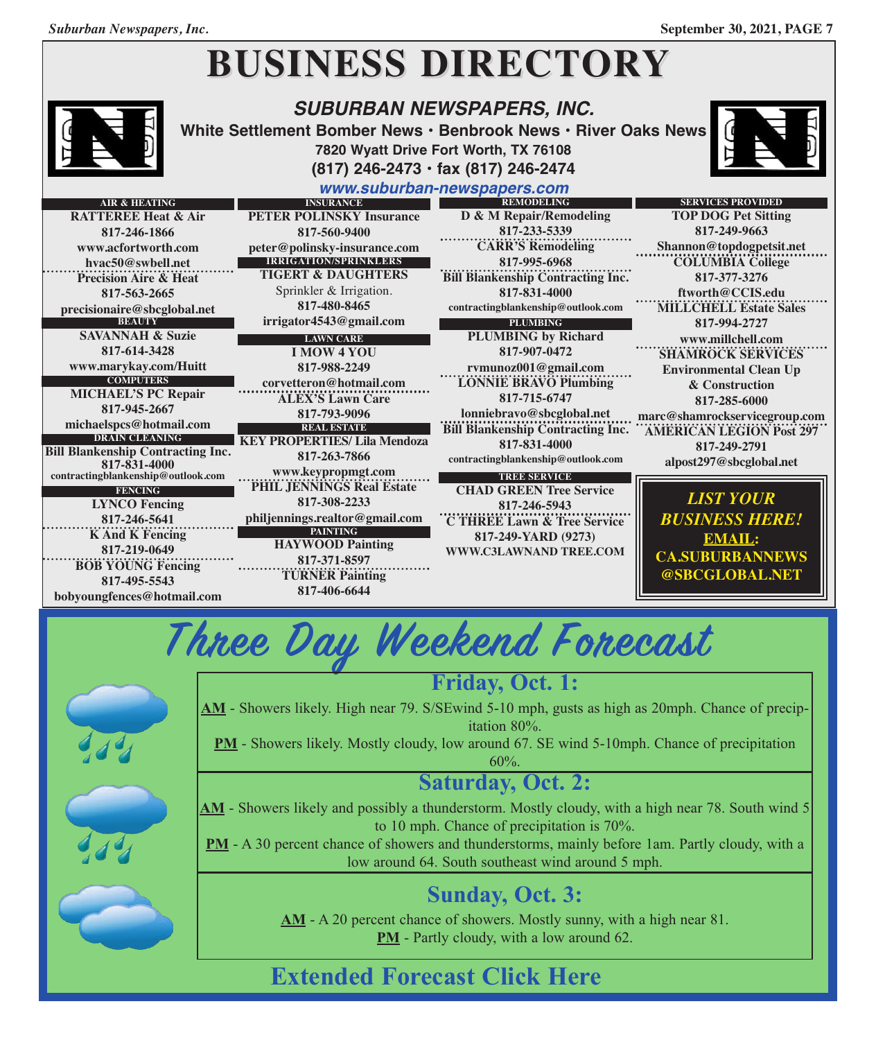# BUSINESS DIRECTORY

## SUBURBAN NEWSPAPERS, INC.

**White Settlement Bomber News • Benbrook News • River Oaks News**

**7820 Wyatt Drive Fort Worth, TX 76108**

**(817) 246-2473 • fax (817) 246-2474**

***www.suburban-newspapers.com***

### AIR & HEATING

**RATTEREE Heat & Air**
**817-246-1866**
**www.acfortworth.com**
**hvac50@swbell.net**

**Precision Aire & Heat**
**817-563-2665**
**precisionaire@sbcglobal.net**

### BEAUTY

**SAVANNAH & Suzie**
**817-614-3428**
**www.marykay.com/Huitt**

### COMPUTERS

**MICHAEL'S PC Repair**
**817-945-2667**
**michaelspcs@hotmail.com**

### DRAIN CLEANING

**Bill Blankenship Contracting Inc.**
**817-831-4000**
**contractingblankenship@outlook.com**

### FENCING

**LYNCO Fencing**
**817-246-5641**

**K And K Fencing**
**817-219-0649**

**BOB YOUNG Fencing**
**817-495-5543**
**bobyoungfences@hotmail.com**

### INSURANCE

**PETER POLINSKY Insurance**
**817-560-9400**
**peter@polinsky-insurance.com**

### IRRIGATION/SPRINKLERS

**TIGERT & DAUGHTERS**
Sprinkler & Irrigation.
**817-480-8465**
**irrigator4543@gmail.com**

### LAWN CARE

**I MOW 4 YOU**
**817-988-2249**
**corvetteron@hotmail.com**

**ALEX'S Lawn Care**
**817-793-9096**

### REAL ESTATE

**KEY PROPERTIES/ Lila Mendoza**
**817-263-7866**
**www.keypropmgt.com**

**PHIL JENNINGS Real Estate**
**817-308-2233**
**philjennings.realtor@gmail.com**

### PAINTING

**HAYWOOD Painting**
**817-371-8597**

**TURNER Painting**
**817-406-6644**

### REMODELING

**D & M Repair/Remodeling**
**817-233-5339**

**CARR'S Remodeling**
**817-995-6968**

**Bill Blankenship Contracting Inc.**
**817-831-4000**
**contractingblankenship@outlook.com**

### PLUMBING

**PLUMBING by Richard**
**817-907-0472**
**rvmunoz001@gmail.com**

**LONNIE BRAVO Plumbing**
**817-715-6747**
**lonniebravo@sbcglobal.net**

**Bill Blankenship Contracting Inc.**
**817-831-4000**
**contractingblankenship@outlook.com**

### TREE SERVICE

**CHAD GREEN Tree Service**
**817-246-5943**

**C THREE Lawn & Tree Service**
**817-249-YARD (9273)**
**WWW.C3LAWNAND TREE.COM**

### SERVICES PROVIDED

**TOP DOG Pet Sitting**
**817-249-9663**
**Shannon@topdogpetsit.net**

**COLUMBIA College**
**817-377-3276**
**ftworth@CCIS.edu**

**MILLCHELL Estate Sales**
**817-994-2727**
**www.millchell.com**

**SHAMROCK SERVICES**
**Environmental Clean Up & Construction**
**817-285-6000**
**marc@shamrockservicegroup.com**

**AMERICAN LEGION Post 297**
**817-249-2791**
**alpost297@sbcglobal.net**

***LIST YOUR BUSINESS HERE!***
**EMAIL: CA.SUBURBANNEWS @SBCGLOBAL.NET**

# Three Day Weekend Forecast

## Friday, Oct. 1:

**AM** - Showers likely. High near 79. S/SEwind 5-10 mph, gusts as high as 20mph. Chance of precipitation 80%.

**PM** - Showers likely. Mostly cloudy, low around 67. SE wind 5-10mph. Chance of precipitation 60%.

## Saturday, Oct. 2:

**AM** - Showers likely and possibly a thunderstorm. Mostly cloudy, with a high near 78. South wind 5 to 10 mph. Chance of precipitation is 70%.

**PM** - A 30 percent chance of showers and thunderstorms, mainly before 1am. Partly cloudy, with a low around 64. South southeast wind around 5 mph.

## Sunday, Oct. 3:

**AM** - A 20 percent chance of showers. Mostly sunny, with a high near 81.

**PM** - Partly cloudy, with a low around 62.

**Extended Forecast Click Here**